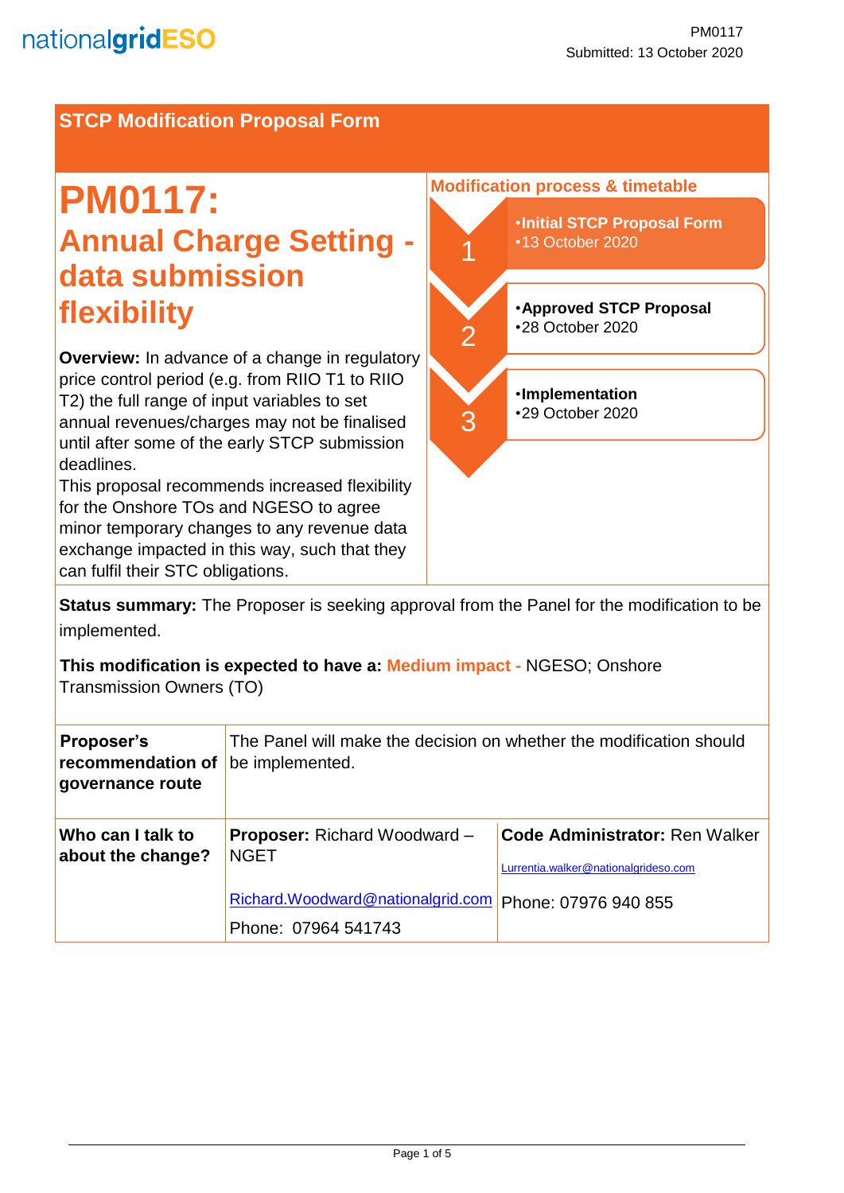nationalgridESO

PM0117
Submitted: 13 October 2020

## STCP Modification Proposal Form

# PM0117: Annual Charge Setting - data submission flexibility

**Overview:** In advance of a change in regulatory price control period (e.g. from RIIO T1 to RIIO T2) the full range of input variables to set annual revenues/charges may not be finalised until after some of the early STCP submission deadlines.
This proposal recommends increased flexibility for the Onshore TOs and NGESO to agree minor temporary changes to any revenue data exchange impacted in this way, such that they can fulfil their STC obligations.

### Modification process & timetable

1. **Initial STCP Proposal Form** – 13 October 2020
2. **Approved STCP Proposal** – 28 October 2020
3. **Implementation** – 29 October 2020

**Status summary:** The Proposer is seeking approval from the Panel for the modification to be implemented.

**This modification is expected to have a:** Medium impact - NGESO; Onshore Transmission Owners (TO)

| | | |
|---|---|---|
| **Proposer's recommendation of governance route** | The Panel will make the decision on whether the modification should be implemented. | |
| **Who can I talk to about the change?** | **Proposer:** Richard Woodward – NGET<br>Richard.Woodward@nationalgrid.com<br>Phone: 07964 541743 | **Code Administrator:** Ren Walker<br>Lurrentia.walker@nationalgrideso.com<br>Phone: 07976 940 855 |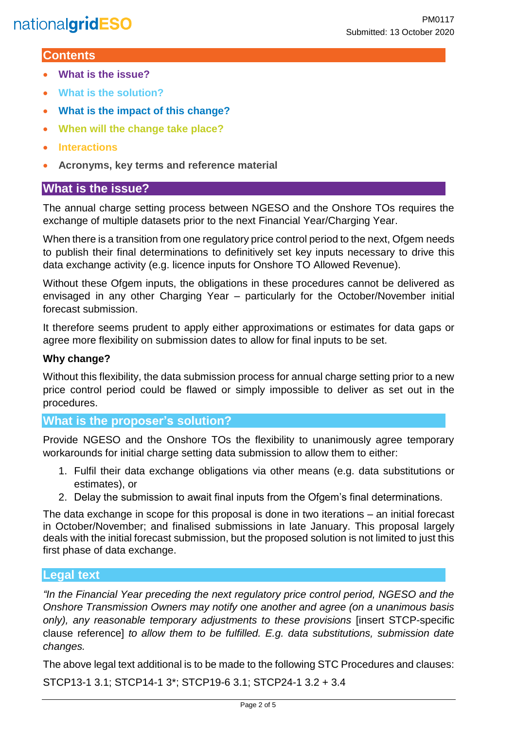## Contents

- What is the issue?
- What is the solution?
- What is the impact of this change?
- When will the change take place?
- Interactions
- Acronyms, key terms and reference material

## What is the issue?

The annual charge setting process between NGESO and the Onshore TOs requires the exchange of multiple datasets prior to the next Financial Year/Charging Year.

When there is a transition from one regulatory price control period to the next, Ofgem needs to publish their final determinations to definitively set key inputs necessary to drive this data exchange activity (e.g. licence inputs for Onshore TO Allowed Revenue).

Without these Ofgem inputs, the obligations in these procedures cannot be delivered as envisaged in any other Charging Year – particularly for the October/November initial forecast submission.

It therefore seems prudent to apply either approximations or estimates for data gaps or agree more flexibility on submission dates to allow for final inputs to be set.

**Why change?**

Without this flexibility, the data submission process for annual charge setting prior to a new price control period could be flawed or simply impossible to deliver as set out in the procedures.

## What is the proposer's solution?

Provide NGESO and the Onshore TOs the flexibility to unanimously agree temporary workarounds for initial charge setting data submission to allow them to either:

1. Fulfil their data exchange obligations via other means (e.g. data substitutions or estimates), or
2. Delay the submission to await final inputs from the Ofgem's final determinations.

The data exchange in scope for this proposal is done in two iterations – an initial forecast in October/November; and finalised submissions in late January. This proposal largely deals with the initial forecast submission, but the proposed solution is not limited to just this first phase of data exchange.

## Legal text

*"In the Financial Year preceding the next regulatory price control period, NGESO and the Onshore Transmission Owners may notify one another and agree (on a unanimous basis only), any reasonable temporary adjustments to these provisions* [insert STCP-specific clause reference] *to allow them to be fulfilled. E.g. data substitutions, submission date changes.*

The above legal text additional is to be made to the following STC Procedures and clauses:

STCP13-1 3.1; STCP14-1 3*; STCP19-6 3.1; STCP24-1 3.2 + 3.4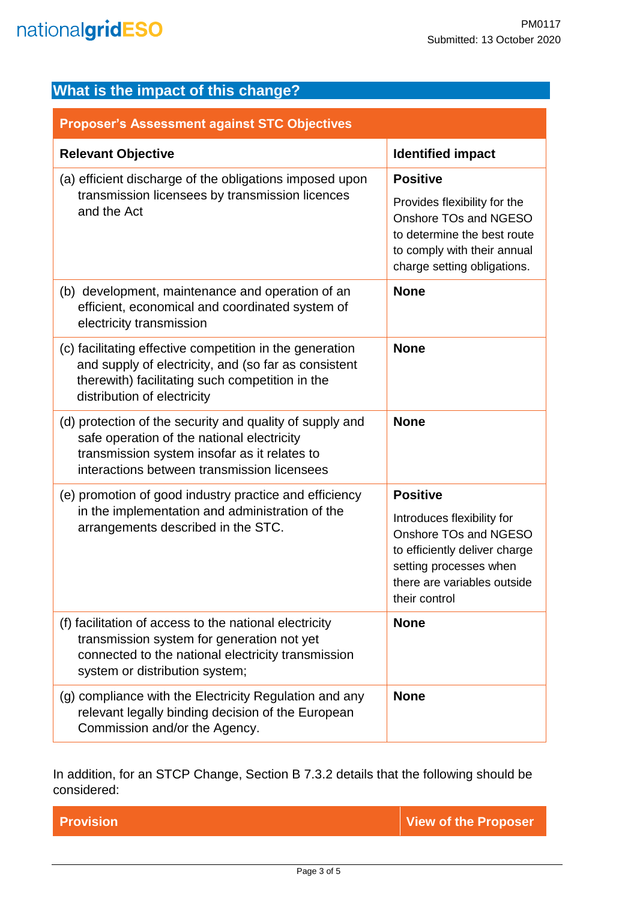## What is the impact of this change?

| Proposer's Assessment against STC Objectives | |
|---|---|
| **Relevant Objective** | **Identified impact** |
| (a) efficient discharge of the obligations imposed upon transmission licensees by transmission licences and the Act | **Positive** Provides flexibility for the Onshore TOs and NGESO to determine the best route to comply with their annual charge setting obligations. |
| (b) development, maintenance and operation of an efficient, economical and coordinated system of electricity transmission | **None** |
| (c) facilitating effective competition in the generation and supply of electricity, and (so far as consistent therewith) facilitating such competition in the distribution of electricity | **None** |
| (d) protection of the security and quality of supply and safe operation of the national electricity transmission system insofar as it relates to interactions between transmission licensees | **None** |
| (e) promotion of good industry practice and efficiency in the implementation and administration of the arrangements described in the STC. | **Positive** Introduces flexibility for Onshore TOs and NGESO to efficiently deliver charge setting processes when there are variables outside their control |
| (f) facilitation of access to the national electricity transmission system for generation not yet connected to the national electricity transmission system or distribution system; | **None** |
| (g) compliance with the Electricity Regulation and any relevant legally binding decision of the European Commission and/or the Agency. | **None** |

In addition, for an STCP Change, Section B 7.3.2 details that the following should be considered:

| Provision | View of the Proposer |
|---|---|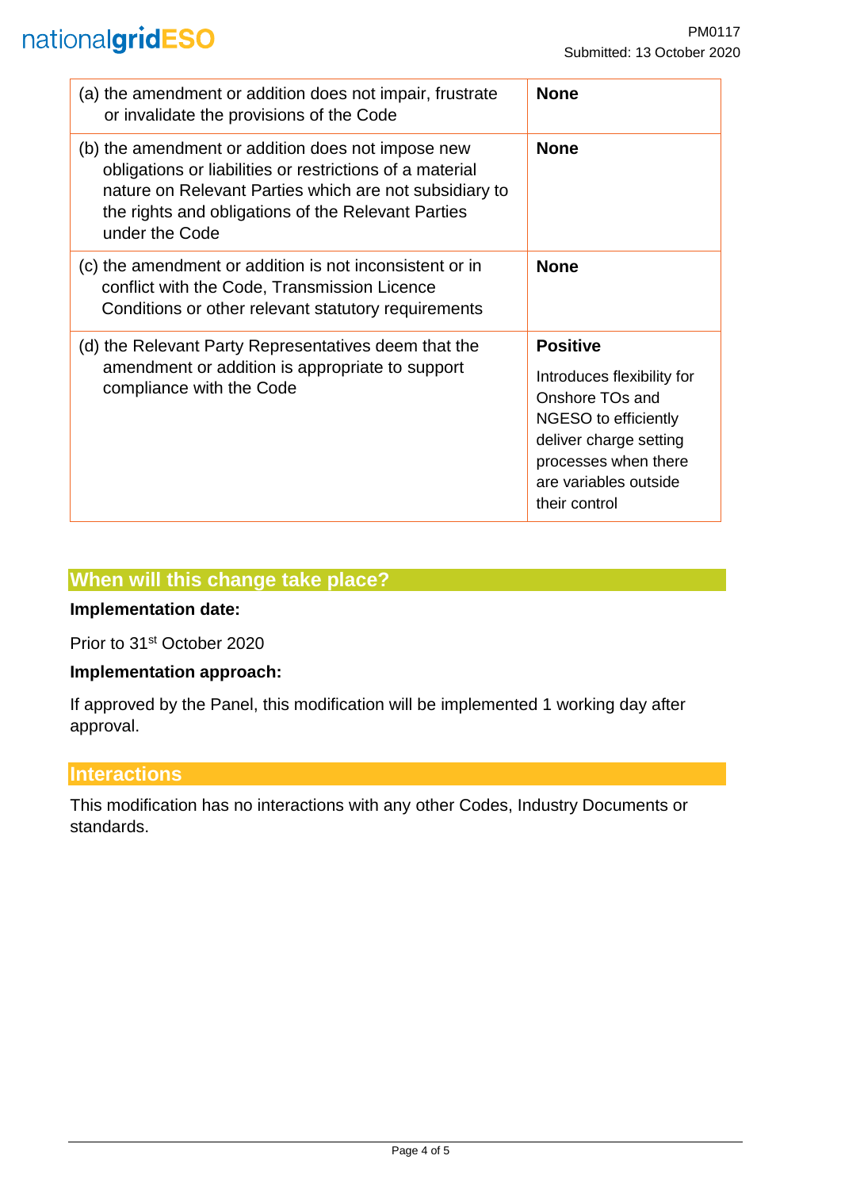| (a) the amendment or addition does not impair, frustrate or invalidate the provisions of the Code | **None** |
|---|---|
| (b) the amendment or addition does not impose new obligations or liabilities or restrictions of a material nature on Relevant Parties which are not subsidiary to the rights and obligations of the Relevant Parties under the Code | **None** |
| (c) the amendment or addition is not inconsistent or in conflict with the Code, Transmission Licence Conditions or other relevant statutory requirements | **None** |
| (d) the Relevant Party Representatives deem that the amendment or addition is appropriate to support compliance with the Code | **Positive** Introduces flexibility for Onshore TOs and NGESO to efficiently deliver charge setting processes when there are variables outside their control |

## When will this change take place?

**Implementation date:**

Prior to 31st October 2020

**Implementation approach:**

If approved by the Panel, this modification will be implemented 1 working day after approval.

## Interactions

This modification has no interactions with any other Codes, Industry Documents or standards.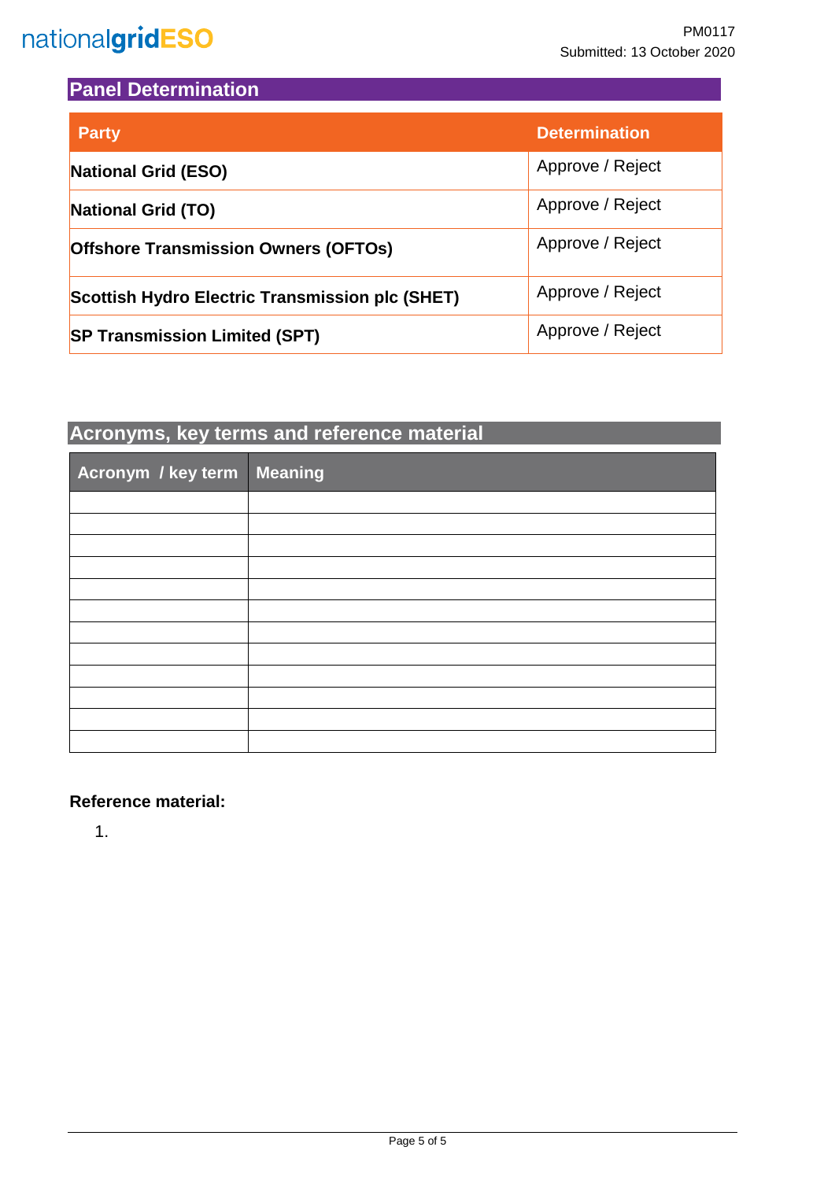## Panel Determination

| Party | Determination |
|---|---|
| **National Grid (ESO)** | Approve / Reject |
| **National Grid (TO)** | Approve / Reject |
| **Offshore Transmission Owners (OFTOs)** | Approve / Reject |
| **Scottish Hydro Electric Transmission plc (SHET)** | Approve / Reject |
| **SP Transmission Limited (SPT)** | Approve / Reject |

## Acronyms, key terms and reference material

| Acronym / key term | Meaning |
|---|---|
| | |
| | |
| | |
| | |
| | |
| | |
| | |
| | |
| | |
| | |
| | |
| | |

**Reference material:**

1.